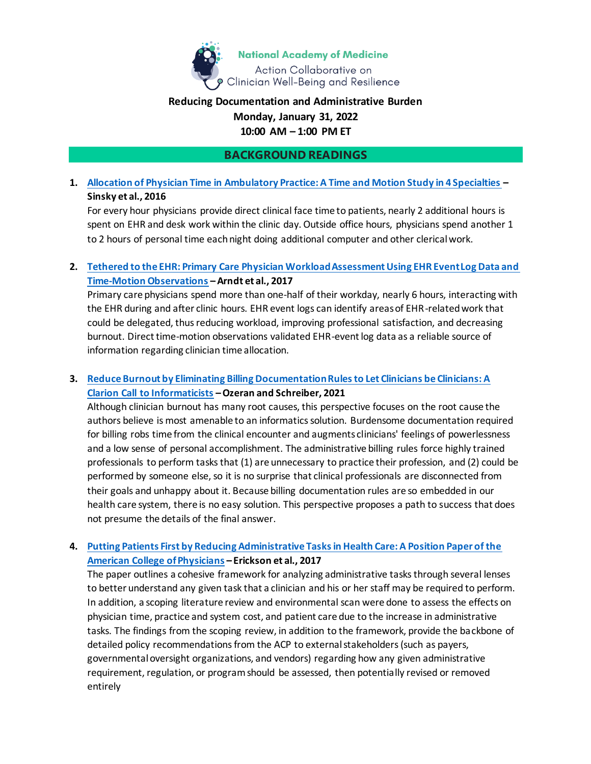National Academy of Medicine

Action Collaborative on Clinician Well-Being and Resilience

**Reducing Documentation and Administrative Burden**
**Monday, January 31, 2022**
**10:00 AM – 1:00 PM ET**

## BACKGROUND READINGS

1. **Allocation of Physician Time in Ambulatory Practice: A Time and Motion Study in 4 Specialties – Sinsky et al., 2016**
   For every hour physicians provide direct clinical face time to patients, nearly 2 additional hours is spent on EHR and desk work within the clinic day. Outside office hours, physicians spend another 1 to 2 hours of personal time each night doing additional computer and other clerical work.

2. **Tethered to the EHR: Primary Care Physician Workload Assessment Using EHR Event Log Data and Time-Motion Observations – Arndt et al., 2017**
   Primary care physicians spend more than one-half of their workday, nearly 6 hours, interacting with the EHR during and after clinic hours. EHR event logs can identify areas of EHR-related work that could be delegated, thus reducing workload, improving professional satisfaction, and decreasing burnout. Direct time-motion observations validated EHR-event log data as a reliable source of information regarding clinician time allocation.

3. **Reduce Burnout by Eliminating Billing Documentation Rules to Let Clinicians be Clinicians: A Clarion Call to Informaticists – Ozeran and Schreiber, 2021**
   Although clinician burnout has many root causes, this perspective focuses on the root cause the authors believe is most amenable to an informatics solution. Burdensome documentation required for billing robs time from the clinical encounter and augments clinicians' feelings of powerlessness and a low sense of personal accomplishment. The administrative billing rules force highly trained professionals to perform tasks that (1) are unnecessary to practice their profession, and (2) could be performed by someone else, so it is no surprise that clinical professionals are disconnected from their goals and unhappy about it. Because billing documentation rules are so embedded in our health care system, there is no easy solution. This perspective proposes a path to success that does not presume the details of the final answer.

4. **Putting Patients First by Reducing Administrative Tasks in Health Care: A Position Paper of the American College of Physicians – Erickson et al., 2017**
   The paper outlines a cohesive framework for analyzing administrative tasks through several lenses to better understand any given task that a clinician and his or her staff may be required to perform. In addition, a scoping literature review and environmental scan were done to assess the effects on physician time, practice and system cost, and patient care due to the increase in administrative tasks. The findings from the scoping review, in addition to the framework, provide the backbone of detailed policy recommendations from the ACP to external stakeholders (such as payers, governmental oversight organizations, and vendors) regarding how any given administrative requirement, regulation, or program should be assessed, then potentially revised or removed entirely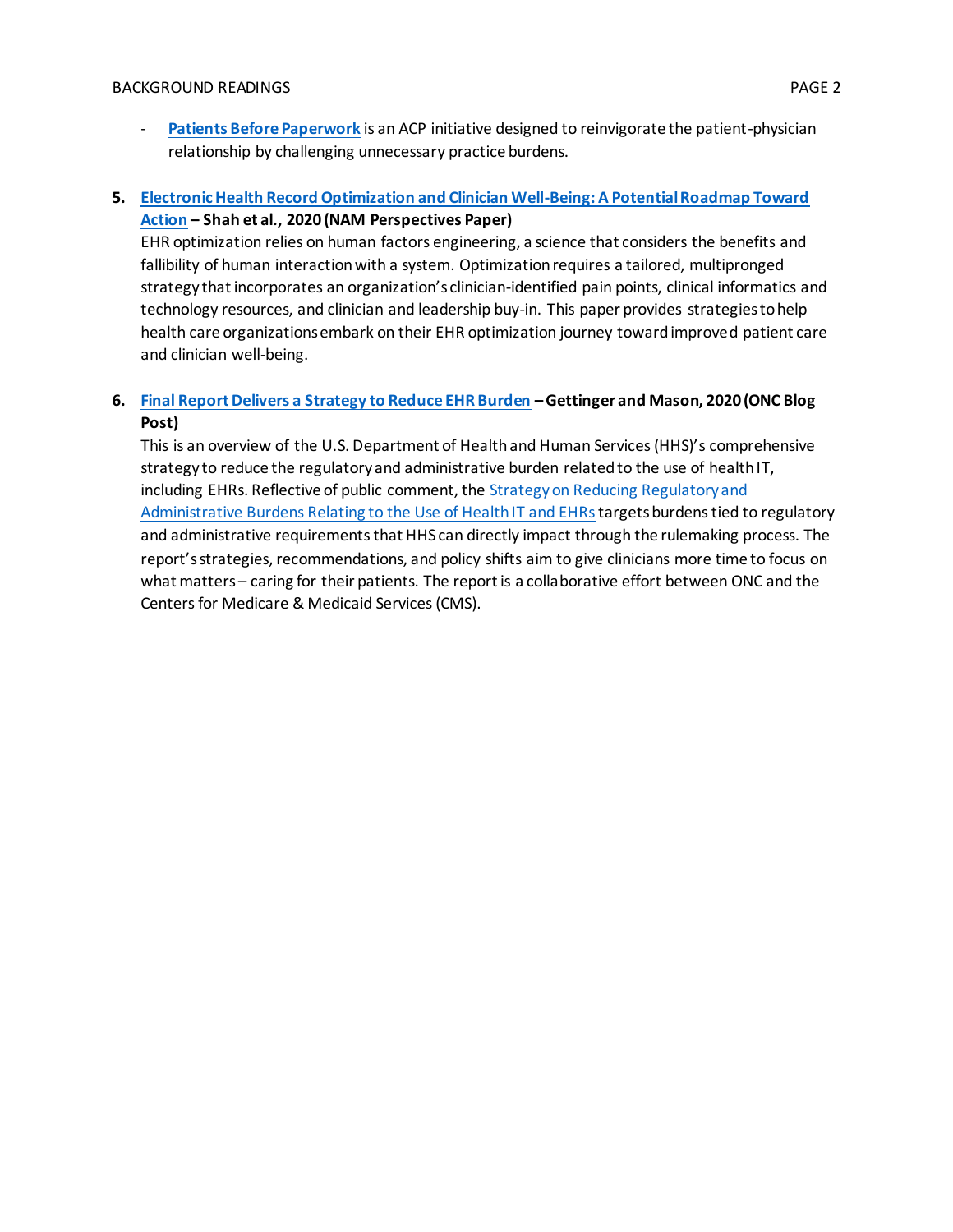- **Patients Before Paperwork** is an ACP initiative designed to reinvigorate the patient-physician relationship by challenging unnecessary practice burdens.

5. **Electronic Health Record Optimization and Clinician Well-Being: A Potential Roadmap Toward Action – Shah et al., 2020 (NAM Perspectives Paper)**
   EHR optimization relies on human factors engineering, a science that considers the benefits and fallibility of human interaction with a system. Optimization requires a tailored, multipronged strategy that incorporates an organization's clinician-identified pain points, clinical informatics and technology resources, and clinician and leadership buy-in. This paper provides strategies to help health care organizations embark on their EHR optimization journey toward improved patient care and clinician well-being.

6. **Final Report Delivers a Strategy to Reduce EHR Burden – Gettinger and Mason, 2020 (ONC Blog Post)**
   This is an overview of the U.S. Department of Health and Human Services (HHS)'s comprehensive strategy to reduce the regulatory and administrative burden related to the use of health IT, including EHRs. Reflective of public comment, the Strategy on Reducing Regulatory and Administrative Burdens Relating to the Use of Health IT and EHRs targets burdens tied to regulatory and administrative requirements that HHS can directly impact through the rulemaking process. The report's strategies, recommendations, and policy shifts aim to give clinicians more time to focus on what matters – caring for their patients. The report is a collaborative effort between ONC and the Centers for Medicare & Medicaid Services (CMS).